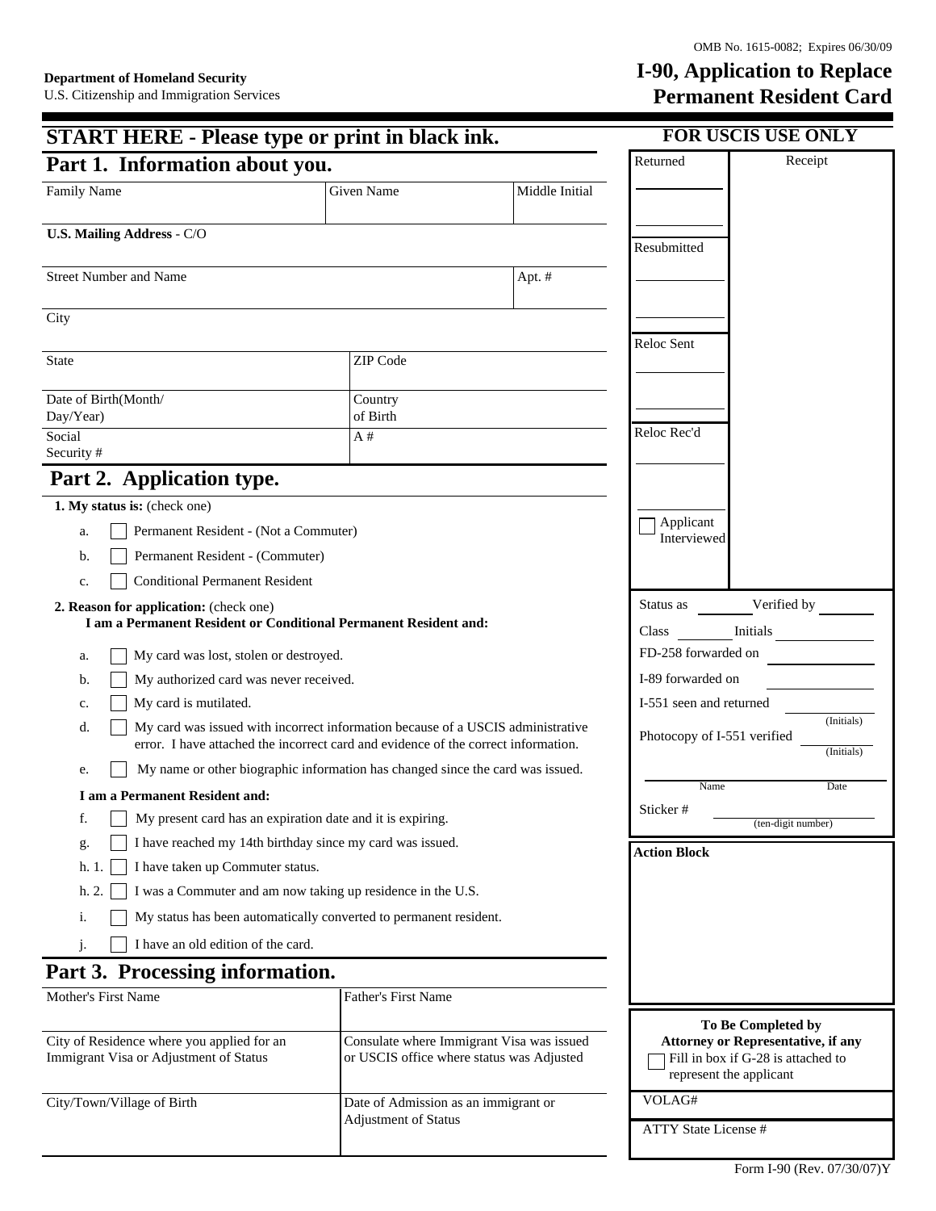OMB No. 1615-0082; Expires 06/30/09

**Department of Homeland Security**
U.S. Citizenship and Immigration Services

# I-90, Application to Replace Permanent Resident Card

## START HERE - Please type or print in black ink.

## Part 1. Information about you.

| Family Name | Given Name | Middle Initial |
|---|---|---|
| **U.S. Mailing Address** - C/O | | |
| Street Number and Name | | Apt. # |
| City | | |
| State | ZIP Code | |
| Date of Birth(Month/Day/Year) | Country of Birth | |
| Social Security # | A # | |

## Part 2. Application type.

**1. My status is:** (check one)

a. ☐ Permanent Resident - (Not a Commuter)
b. ☐ Permanent Resident - (Commuter)
c. ☐ Conditional Permanent Resident

**2. Reason for application:** (check one)
**I am a Permanent Resident or Conditional Permanent Resident and:**

a. ☐ My card was lost, stolen or destroyed.
b. ☐ My authorized card was never received.
c. ☐ My card is mutilated.
d. ☐ My card was issued with incorrect information because of a USCIS administrative error. I have attached the incorrect card and evidence of the correct information.
e. ☐ My name or other biographic information has changed since the card was issued.

**I am a Permanent Resident and:**

f. ☐ My present card has an expiration date and it is expiring.
g. ☐ I have reached my 14th birthday since my card was issued.
h. 1. ☐ I have taken up Commuter status.
h. 2. ☐ I was a Commuter and am now taking up residence in the U.S.
i. ☐ My status has been automatically converted to permanent resident.
j. ☐ I have an old edition of the card.

## Part 3. Processing information.

| Mother's First Name | Father's First Name |
|---|---|
| City of Residence where you applied for an Immigrant Visa or Adjustment of Status | Consulate where Immigrant Visa was issued or USCIS office where status was Adjusted |
| City/Town/Village of Birth | Date of Admission as an immigrant or Adjustment of Status |

## FOR USCIS USE ONLY

| Returned | Receipt |
|---|---|
| Resubmitted | |
| Reloc Sent | |
| Reloc Rec'd | |
| ☐ Applicant Interviewed | |

Status as ________ Verified by ________

Class ________ Initials ________

FD-258 forwarded on ________

I-89 forwarded on ________

I-551 seen and returned ________ (Initials)

Photocopy of I-551 verified ________ (Initials)

________ Name ________ Date

Sticker # ________ (ten-digit number)

**Action Block**

**To Be Completed by Attorney or Representative, if any**

☐ Fill in box if G-28 is attached to represent the applicant

VOLAG#

ATTY State License #

Form I-90 (Rev. 07/30/07)Y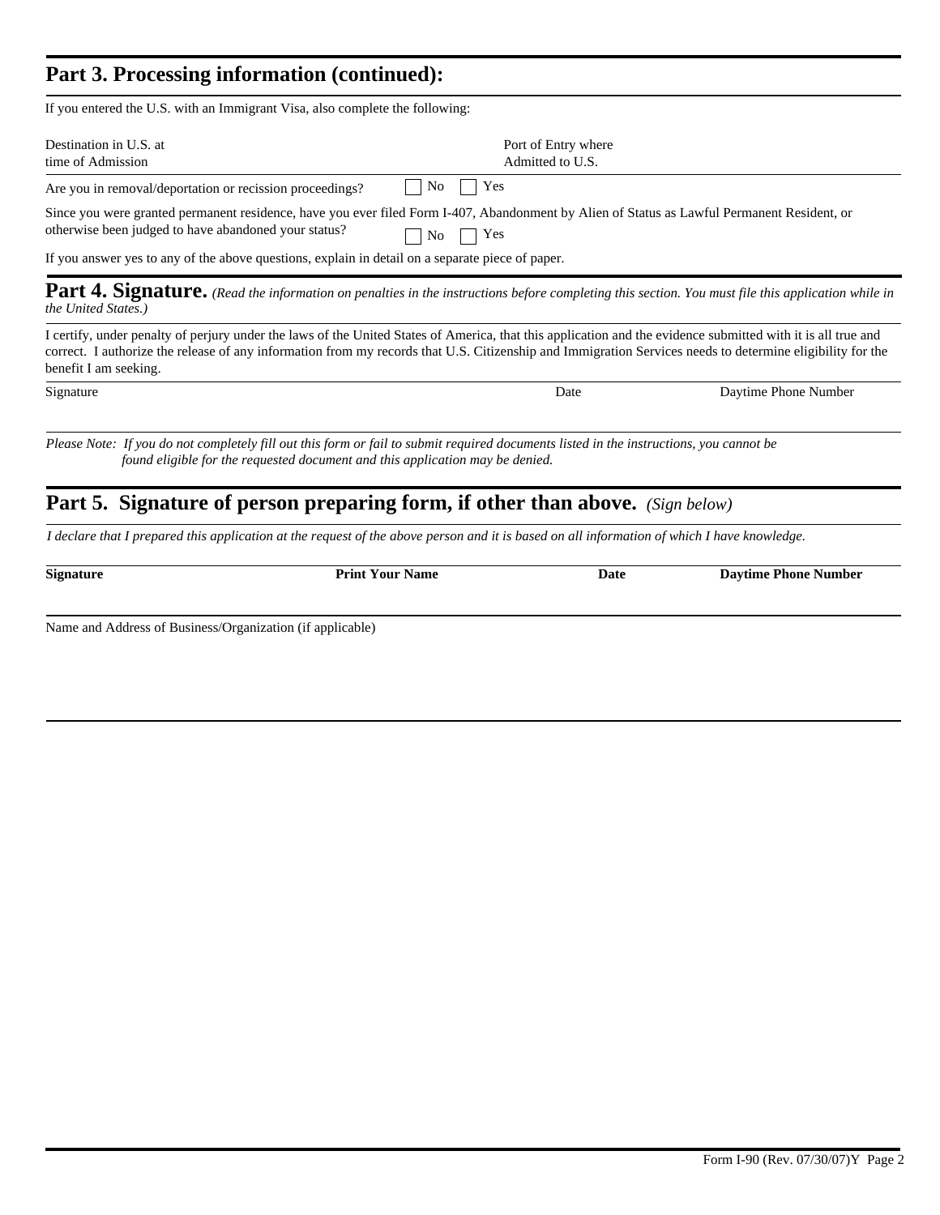## Part 3. Processing information (continued):

If you entered the U.S. with an Immigrant Visa, also complete the following:

| | |
|---|---|
| Destination in U.S. at time of Admission | Port of Entry where Admitted to U.S. |

Are you in removal/deportation or recission proceedings? ☐ No ☐ Yes

Since you were granted permanent residence, have you ever filed Form I-407, Abandonment by Alien of Status as Lawful Permanent Resident, or otherwise been judged to have abandoned your status? ☐ No ☐ Yes

If you answer yes to any of the above questions, explain in detail on a separate piece of paper.

## Part 4. Signature. *(Read the information on penalties in the instructions before completing this section. You must file this application while in the United States.)*

I certify, under penalty of perjury under the laws of the United States of America, that this application and the evidence submitted with it is all true and correct. I authorize the release of any information from my records that U.S. Citizenship and Immigration Services needs to determine eligibility for the benefit I am seeking.

| Signature | Date | Daytime Phone Number |
|---|---|---|
| | | |

*Please Note: If you do not completely fill out this form or fail to submit required documents listed in the instructions, you cannot be found eligible for the requested document and this application may be denied.*

## Part 5. Signature of person preparing form, if other than above. *(Sign below)*

*I declare that I prepared this application at the request of the above person and it is based on all information of which I have knowledge.*

| **Signature** | **Print Your Name** | **Date** | **Daytime Phone Number** |
|---|---|---|---|
| | | | |

Name and Address of Business/Organization (if applicable)

Form I-90 (Rev. 07/30/07)Y